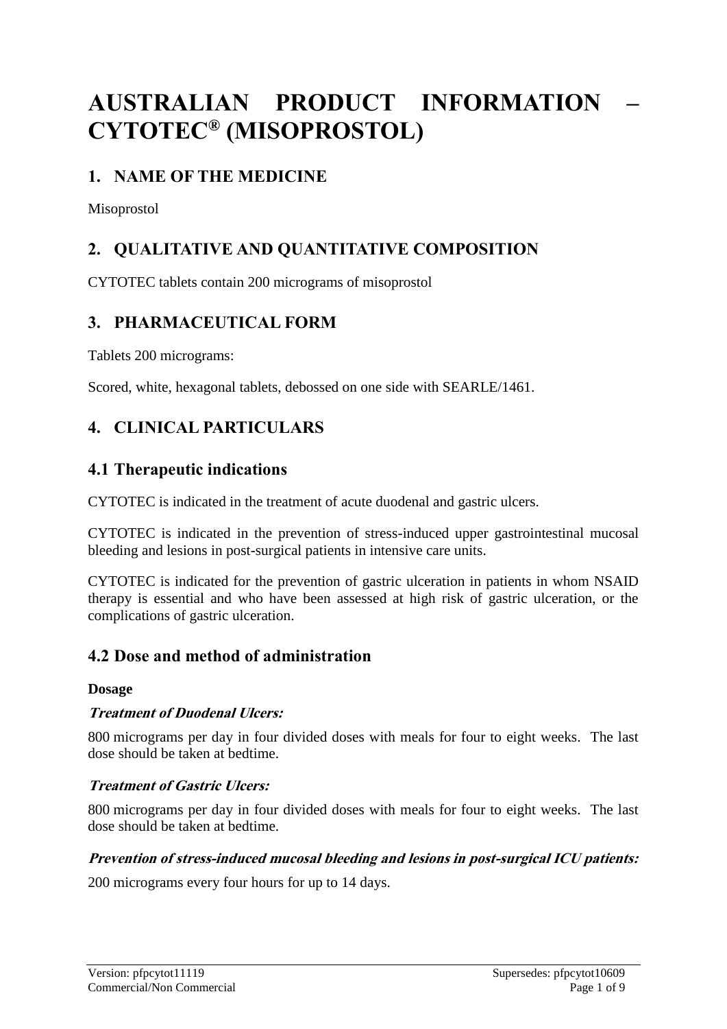# AUSTRALIAN PRODUCT INFORMATION – CYTOTEC® (MISOPROSTOL)

## 1. NAME OF THE MEDICINE

Misoprostol

## 2. QUALITATIVE AND QUANTITATIVE COMPOSITION

CYTOTEC tablets contain 200 micrograms of misoprostol

## 3. PHARMACEUTICAL FORM

Tablets 200 micrograms:

Scored, white, hexagonal tablets, debossed on one side with SEARLE/1461.

## 4. CLINICAL PARTICULARS

### 4.1 Therapeutic indications

CYTOTEC is indicated in the treatment of acute duodenal and gastric ulcers.

CYTOTEC is indicated in the prevention of stress-induced upper gastrointestinal mucosal bleeding and lesions in post-surgical patients in intensive care units.

CYTOTEC is indicated for the prevention of gastric ulceration in patients in whom NSAID therapy is essential and who have been assessed at high risk of gastric ulceration, or the complications of gastric ulceration.

### 4.2 Dose and method of administration

**Dosage**

***Treatment of Duodenal Ulcers:***

800 micrograms per day in four divided doses with meals for four to eight weeks. The last dose should be taken at bedtime.

***Treatment of Gastric Ulcers:***

800 micrograms per day in four divided doses with meals for four to eight weeks. The last dose should be taken at bedtime.

***Prevention of stress-induced mucosal bleeding and lesions in post-surgical ICU patients:***

200 micrograms every four hours for up to 14 days.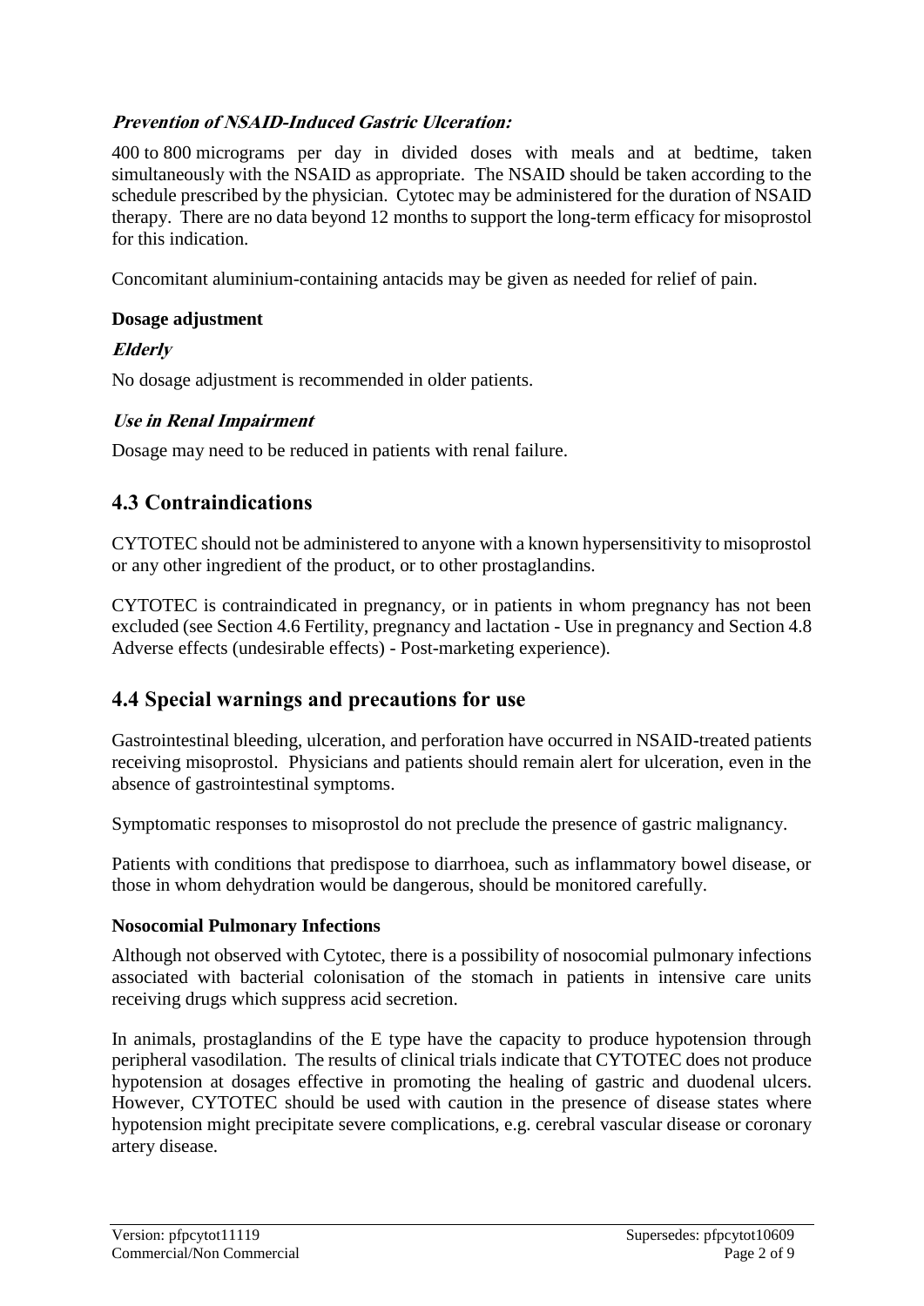***Prevention of NSAID-Induced Gastric Ulceration:***

400 to 800 micrograms per day in divided doses with meals and at bedtime, taken simultaneously with the NSAID as appropriate. The NSAID should be taken according to the schedule prescribed by the physician. Cytotec may be administered for the duration of NSAID therapy. There are no data beyond 12 months to support the long-term efficacy for misoprostol for this indication.

Concomitant aluminium-containing antacids may be given as needed for relief of pain.

**Dosage adjustment**

***Elderly***

No dosage adjustment is recommended in older patients.

***Use in Renal Impairment***

Dosage may need to be reduced in patients with renal failure.

## 4.3 Contraindications

CYTOTEC should not be administered to anyone with a known hypersensitivity to misoprostol or any other ingredient of the product, or to other prostaglandins.

CYTOTEC is contraindicated in pregnancy, or in patients in whom pregnancy has not been excluded (see Section 4.6 Fertility, pregnancy and lactation - Use in pregnancy and Section 4.8 Adverse effects (undesirable effects) - Post-marketing experience).

## 4.4 Special warnings and precautions for use

Gastrointestinal bleeding, ulceration, and perforation have occurred in NSAID-treated patients receiving misoprostol. Physicians and patients should remain alert for ulceration, even in the absence of gastrointestinal symptoms.

Symptomatic responses to misoprostol do not preclude the presence of gastric malignancy.

Patients with conditions that predispose to diarrhoea, such as inflammatory bowel disease, or those in whom dehydration would be dangerous, should be monitored carefully.

**Nosocomial Pulmonary Infections**

Although not observed with Cytotec, there is a possibility of nosocomial pulmonary infections associated with bacterial colonisation of the stomach in patients in intensive care units receiving drugs which suppress acid secretion.

In animals, prostaglandins of the E type have the capacity to produce hypotension through peripheral vasodilation. The results of clinical trials indicate that CYTOTEC does not produce hypotension at dosages effective in promoting the healing of gastric and duodenal ulcers. However, CYTOTEC should be used with caution in the presence of disease states where hypotension might precipitate severe complications, e.g. cerebral vascular disease or coronary artery disease.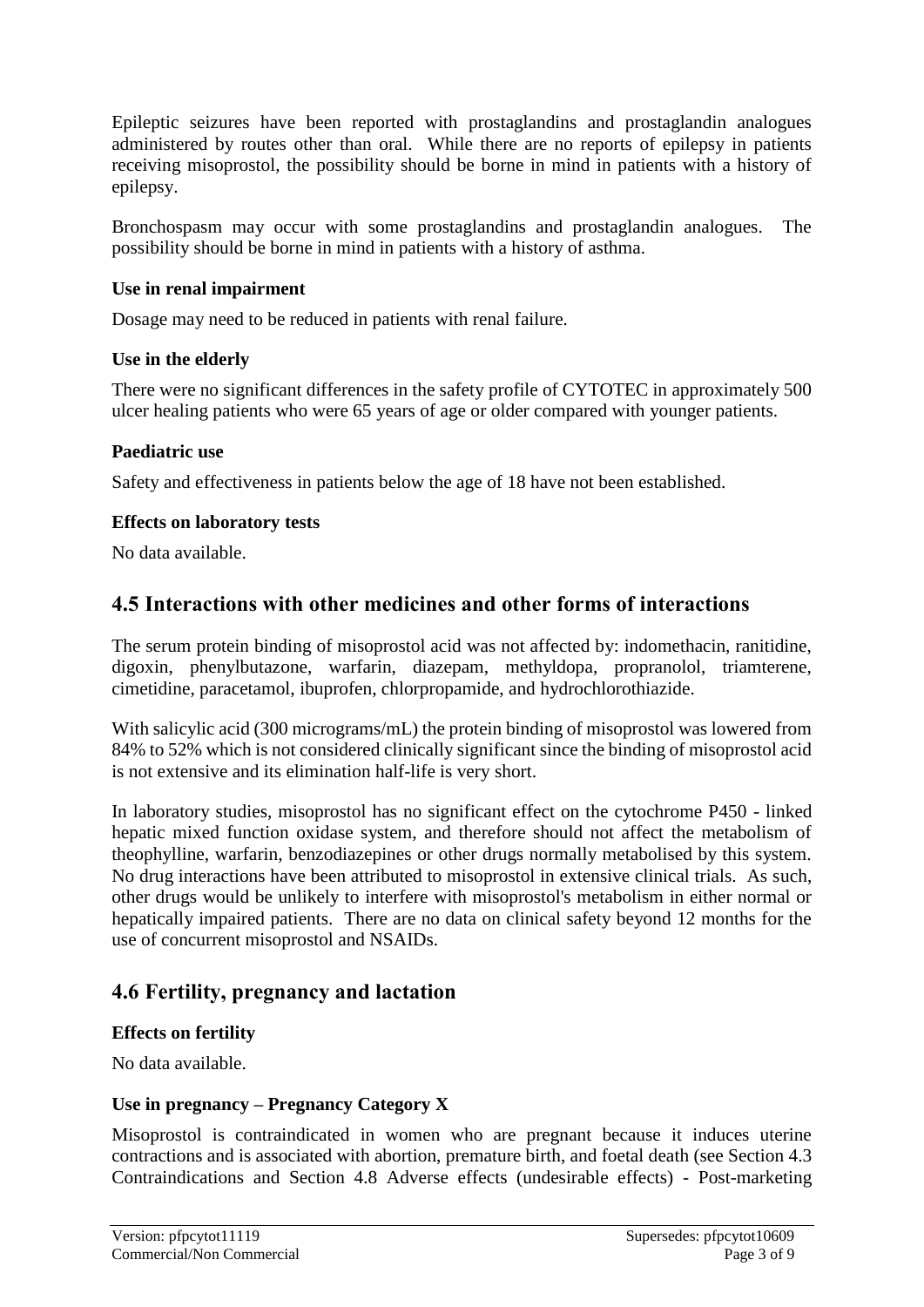Epileptic seizures have been reported with prostaglandins and prostaglandin analogues administered by routes other than oral. While there are no reports of epilepsy in patients receiving misoprostol, the possibility should be borne in mind in patients with a history of epilepsy.

Bronchospasm may occur with some prostaglandins and prostaglandin analogues. The possibility should be borne in mind in patients with a history of asthma.

**Use in renal impairment**

Dosage may need to be reduced in patients with renal failure.

**Use in the elderly**

There were no significant differences in the safety profile of CYTOTEC in approximately 500 ulcer healing patients who were 65 years of age or older compared with younger patients.

**Paediatric use**

Safety and effectiveness in patients below the age of 18 have not been established.

**Effects on laboratory tests**

No data available.

## 4.5 Interactions with other medicines and other forms of interactions

The serum protein binding of misoprostol acid was not affected by: indomethacin, ranitidine, digoxin, phenylbutazone, warfarin, diazepam, methyldopa, propranolol, triamterene, cimetidine, paracetamol, ibuprofen, chlorpropamide, and hydrochlorothiazide.

With salicylic acid (300 micrograms/mL) the protein binding of misoprostol was lowered from 84% to 52% which is not considered clinically significant since the binding of misoprostol acid is not extensive and its elimination half-life is very short.

In laboratory studies, misoprostol has no significant effect on the cytochrome P450 - linked hepatic mixed function oxidase system, and therefore should not affect the metabolism of theophylline, warfarin, benzodiazepines or other drugs normally metabolised by this system. No drug interactions have been attributed to misoprostol in extensive clinical trials. As such, other drugs would be unlikely to interfere with misoprostol's metabolism in either normal or hepatically impaired patients. There are no data on clinical safety beyond 12 months for the use of concurrent misoprostol and NSAIDs.

## 4.6 Fertility, pregnancy and lactation

**Effects on fertility**

No data available.

**Use in pregnancy – Pregnancy Category X**

Misoprostol is contraindicated in women who are pregnant because it induces uterine contractions and is associated with abortion, premature birth, and foetal death (see Section 4.3 Contraindications and Section 4.8 Adverse effects (undesirable effects) - Post-marketing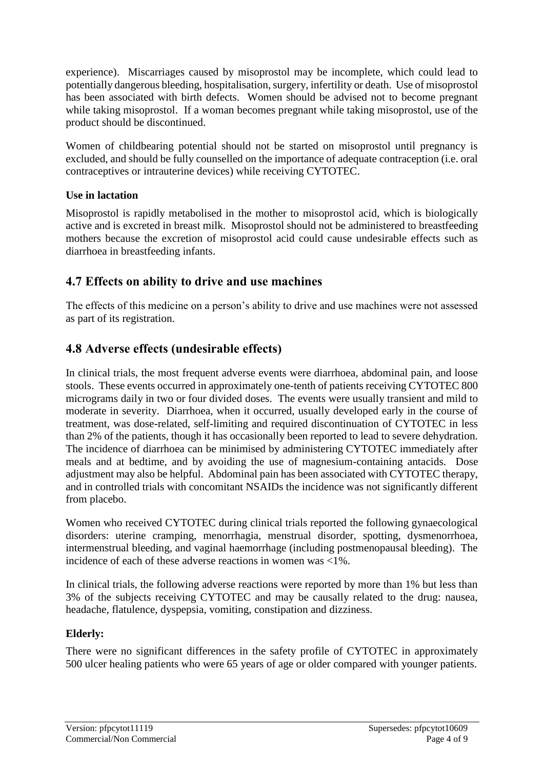experience). Miscarriages caused by misoprostol may be incomplete, which could lead to potentially dangerous bleeding, hospitalisation, surgery, infertility or death. Use of misoprostol has been associated with birth defects. Women should be advised not to become pregnant while taking misoprostol. If a woman becomes pregnant while taking misoprostol, use of the product should be discontinued.

Women of childbearing potential should not be started on misoprostol until pregnancy is excluded, and should be fully counselled on the importance of adequate contraception (i.e. oral contraceptives or intrauterine devices) while receiving CYTOTEC.

**Use in lactation**

Misoprostol is rapidly metabolised in the mother to misoprostol acid, which is biologically active and is excreted in breast milk. Misoprostol should not be administered to breastfeeding mothers because the excretion of misoprostol acid could cause undesirable effects such as diarrhoea in breastfeeding infants.

## 4.7 Effects on ability to drive and use machines

The effects of this medicine on a person's ability to drive and use machines were not assessed as part of its registration.

## 4.8 Adverse effects (undesirable effects)

In clinical trials, the most frequent adverse events were diarrhoea, abdominal pain, and loose stools. These events occurred in approximately one-tenth of patients receiving CYTOTEC 800 micrograms daily in two or four divided doses. The events were usually transient and mild to moderate in severity. Diarrhoea, when it occurred, usually developed early in the course of treatment, was dose-related, self-limiting and required discontinuation of CYTOTEC in less than 2% of the patients, though it has occasionally been reported to lead to severe dehydration. The incidence of diarrhoea can be minimised by administering CYTOTEC immediately after meals and at bedtime, and by avoiding the use of magnesium-containing antacids. Dose adjustment may also be helpful. Abdominal pain has been associated with CYTOTEC therapy, and in controlled trials with concomitant NSAIDs the incidence was not significantly different from placebo.

Women who received CYTOTEC during clinical trials reported the following gynaecological disorders: uterine cramping, menorrhagia, menstrual disorder, spotting, dysmenorrhoea, intermenstrual bleeding, and vaginal haemorrhage (including postmenopausal bleeding). The incidence of each of these adverse reactions in women was <1%.

In clinical trials, the following adverse reactions were reported by more than 1% but less than 3% of the subjects receiving CYTOTEC and may be causally related to the drug: nausea, headache, flatulence, dyspepsia, vomiting, constipation and dizziness.

**Elderly:**

There were no significant differences in the safety profile of CYTOTEC in approximately 500 ulcer healing patients who were 65 years of age or older compared with younger patients.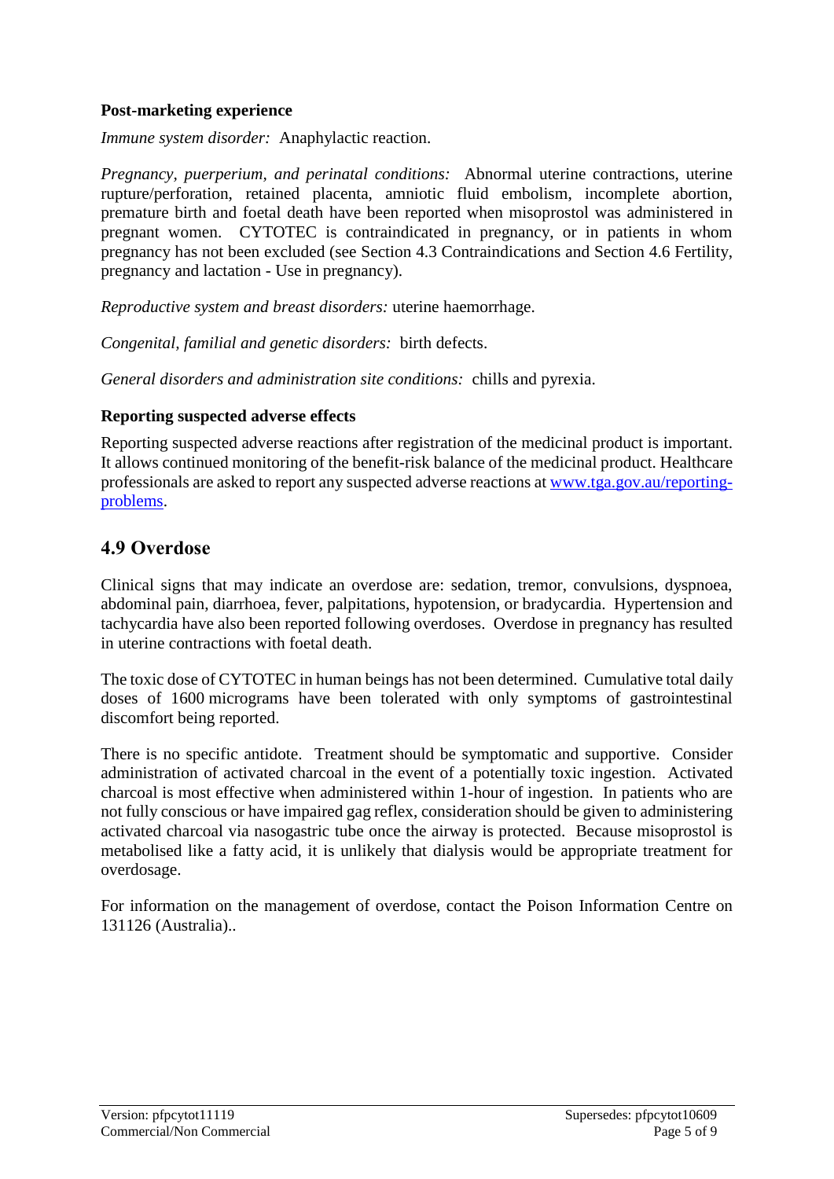**Post-marketing experience**

*Immune system disorder:* Anaphylactic reaction.

*Pregnancy, puerperium, and perinatal conditions:* Abnormal uterine contractions, uterine rupture/perforation, retained placenta, amniotic fluid embolism, incomplete abortion, premature birth and foetal death have been reported when misoprostol was administered in pregnant women. CYTOTEC is contraindicated in pregnancy, or in patients in whom pregnancy has not been excluded (see Section 4.3 Contraindications and Section 4.6 Fertility, pregnancy and lactation - Use in pregnancy).

*Reproductive system and breast disorders:* uterine haemorrhage.

*Congenital, familial and genetic disorders:* birth defects.

*General disorders and administration site conditions:* chills and pyrexia.

**Reporting suspected adverse effects**

Reporting suspected adverse reactions after registration of the medicinal product is important. It allows continued monitoring of the benefit-risk balance of the medicinal product. Healthcare professionals are asked to report any suspected adverse reactions at [www.tga.gov.au/reporting-problems](www.tga.gov.au/reporting-problems).

## 4.9 Overdose

Clinical signs that may indicate an overdose are: sedation, tremor, convulsions, dyspnoea, abdominal pain, diarrhoea, fever, palpitations, hypotension, or bradycardia. Hypertension and tachycardia have also been reported following overdoses. Overdose in pregnancy has resulted in uterine contractions with foetal death.

The toxic dose of CYTOTEC in human beings has not been determined. Cumulative total daily doses of 1600 micrograms have been tolerated with only symptoms of gastrointestinal discomfort being reported.

There is no specific antidote. Treatment should be symptomatic and supportive. Consider administration of activated charcoal in the event of a potentially toxic ingestion. Activated charcoal is most effective when administered within 1-hour of ingestion. In patients who are not fully conscious or have impaired gag reflex, consideration should be given to administering activated charcoal via nasogastric tube once the airway is protected. Because misoprostol is metabolised like a fatty acid, it is unlikely that dialysis would be appropriate treatment for overdosage.

For information on the management of overdose, contact the Poison Information Centre on 131126 (Australia)..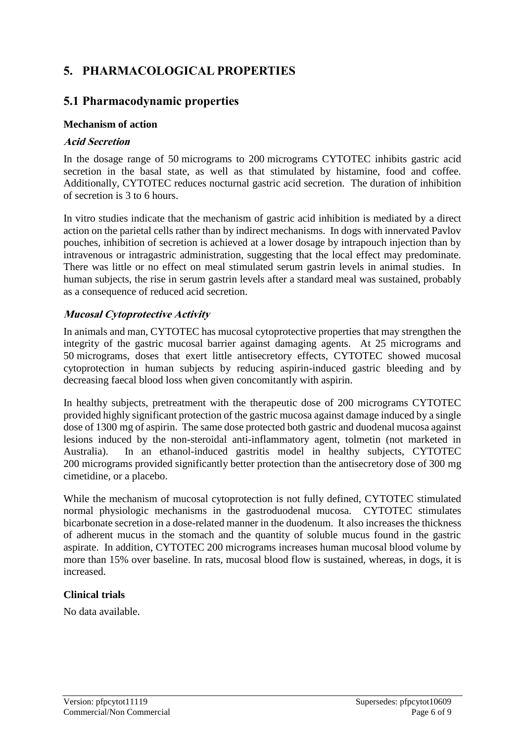# 5. PHARMACOLOGICAL PROPERTIES

## 5.1 Pharmacodynamic properties

### Mechanism of action

#### *Acid Secretion*

In the dosage range of 50 micrograms to 200 micrograms CYTOTEC inhibits gastric acid secretion in the basal state, as well as that stimulated by histamine, food and coffee. Additionally, CYTOTEC reduces nocturnal gastric acid secretion. The duration of inhibition of secretion is 3 to 6 hours.

In vitro studies indicate that the mechanism of gastric acid inhibition is mediated by a direct action on the parietal cells rather than by indirect mechanisms. In dogs with innervated Pavlov pouches, inhibition of secretion is achieved at a lower dosage by intrapouch injection than by intravenous or intragastric administration, suggesting that the local effect may predominate. There was little or no effect on meal stimulated serum gastrin levels in animal studies. In human subjects, the rise in serum gastrin levels after a standard meal was sustained, probably as a consequence of reduced acid secretion.

#### *Mucosal Cytoprotective Activity*

In animals and man, CYTOTEC has mucosal cytoprotective properties that may strengthen the integrity of the gastric mucosal barrier against damaging agents. At 25 micrograms and 50 micrograms, doses that exert little antisecretory effects, CYTOTEC showed mucosal cytoprotection in human subjects by reducing aspirin-induced gastric bleeding and by decreasing faecal blood loss when given concomitantly with aspirin.

In healthy subjects, pretreatment with the therapeutic dose of 200 micrograms CYTOTEC provided highly significant protection of the gastric mucosa against damage induced by a single dose of 1300 mg of aspirin. The same dose protected both gastric and duodenal mucosa against lesions induced by the non-steroidal anti-inflammatory agent, tolmetin (not marketed in Australia). In an ethanol-induced gastritis model in healthy subjects, CYTOTEC 200 micrograms provided significantly better protection than the antisecretory dose of 300 mg cimetidine, or a placebo.

While the mechanism of mucosal cytoprotection is not fully defined, CYTOTEC stimulated normal physiologic mechanisms in the gastroduodenal mucosa. CYTOTEC stimulates bicarbonate secretion in a dose-related manner in the duodenum. It also increases the thickness of adherent mucus in the stomach and the quantity of soluble mucus found in the gastric aspirate. In addition, CYTOTEC 200 micrograms increases human mucosal blood volume by more than 15% over baseline. In rats, mucosal blood flow is sustained, whereas, in dogs, it is increased.

### Clinical trials

No data available.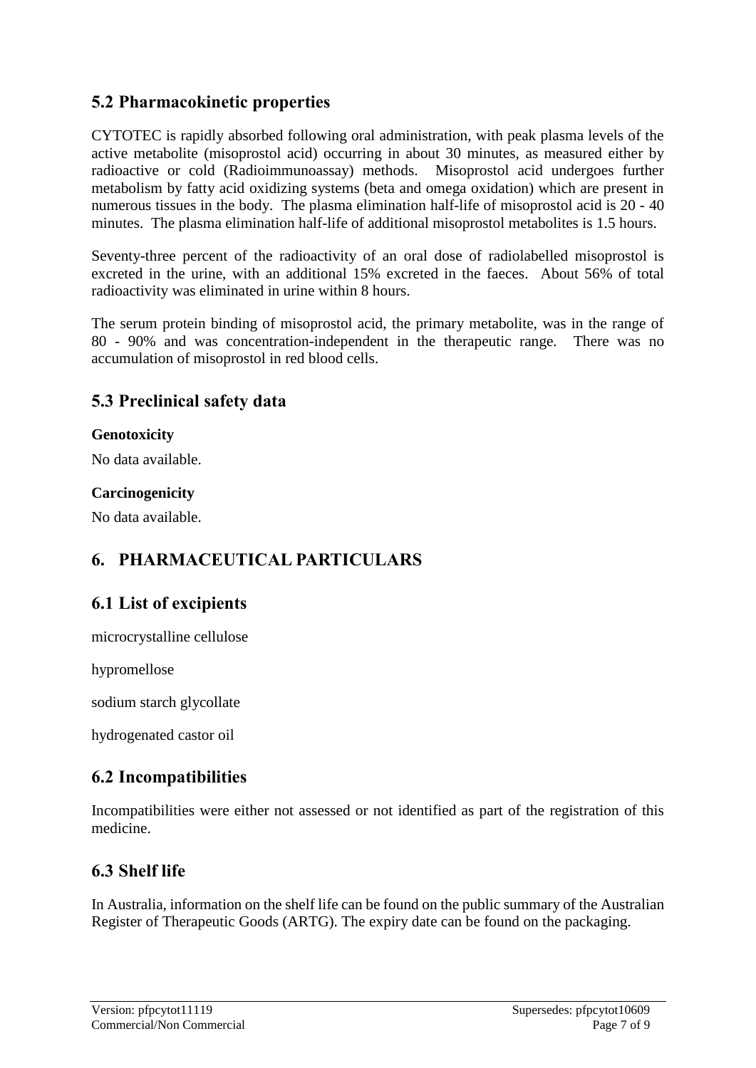## 5.2 Pharmacokinetic properties

CYTOTEC is rapidly absorbed following oral administration, with peak plasma levels of the active metabolite (misoprostol acid) occurring in about 30 minutes, as measured either by radioactive or cold (Radioimmunoassay) methods. Misoprostol acid undergoes further metabolism by fatty acid oxidizing systems (beta and omega oxidation) which are present in numerous tissues in the body. The plasma elimination half-life of misoprostol acid is 20 - 40 minutes. The plasma elimination half-life of additional misoprostol metabolites is 1.5 hours.

Seventy-three percent of the radioactivity of an oral dose of radiolabelled misoprostol is excreted in the urine, with an additional 15% excreted in the faeces. About 56% of total radioactivity was eliminated in urine within 8 hours.

The serum protein binding of misoprostol acid, the primary metabolite, was in the range of 80 - 90% and was concentration-independent in the therapeutic range. There was no accumulation of misoprostol in red blood cells.

## 5.3 Preclinical safety data

**Genotoxicity**

No data available.

**Carcinogenicity**

No data available.

# 6. PHARMACEUTICAL PARTICULARS

## 6.1 List of excipients

microcrystalline cellulose

hypromellose

sodium starch glycollate

hydrogenated castor oil

## 6.2 Incompatibilities

Incompatibilities were either not assessed or not identified as part of the registration of this medicine.

## 6.3 Shelf life

In Australia, information on the shelf life can be found on the public summary of the Australian Register of Therapeutic Goods (ARTG). The expiry date can be found on the packaging.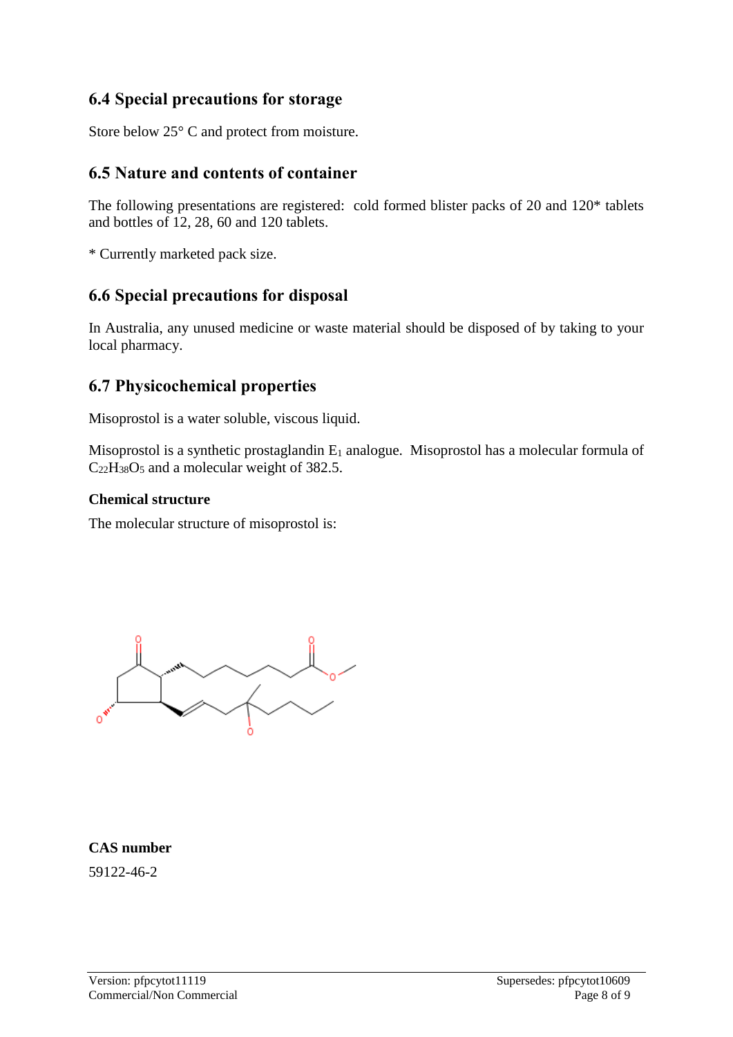## 6.4 Special precautions for storage

Store below 25° C and protect from moisture.

## 6.5 Nature and contents of container

The following presentations are registered: cold formed blister packs of 20 and 120* tablets and bottles of 12, 28, 60 and 120 tablets.

* Currently marketed pack size.

## 6.6 Special precautions for disposal

In Australia, any unused medicine or waste material should be disposed of by taking to your local pharmacy.

## 6.7 Physicochemical properties

Misoprostol is a water soluble, viscous liquid.

Misoprostol is a synthetic prostaglandin $E_1$ analogue. Misoprostol has a molecular formula of $C_{22}H_{38}O_5$ and a molecular weight of 382.5.

**Chemical structure**

The molecular structure of misoprostol is:

**CAS number**

59122-46-2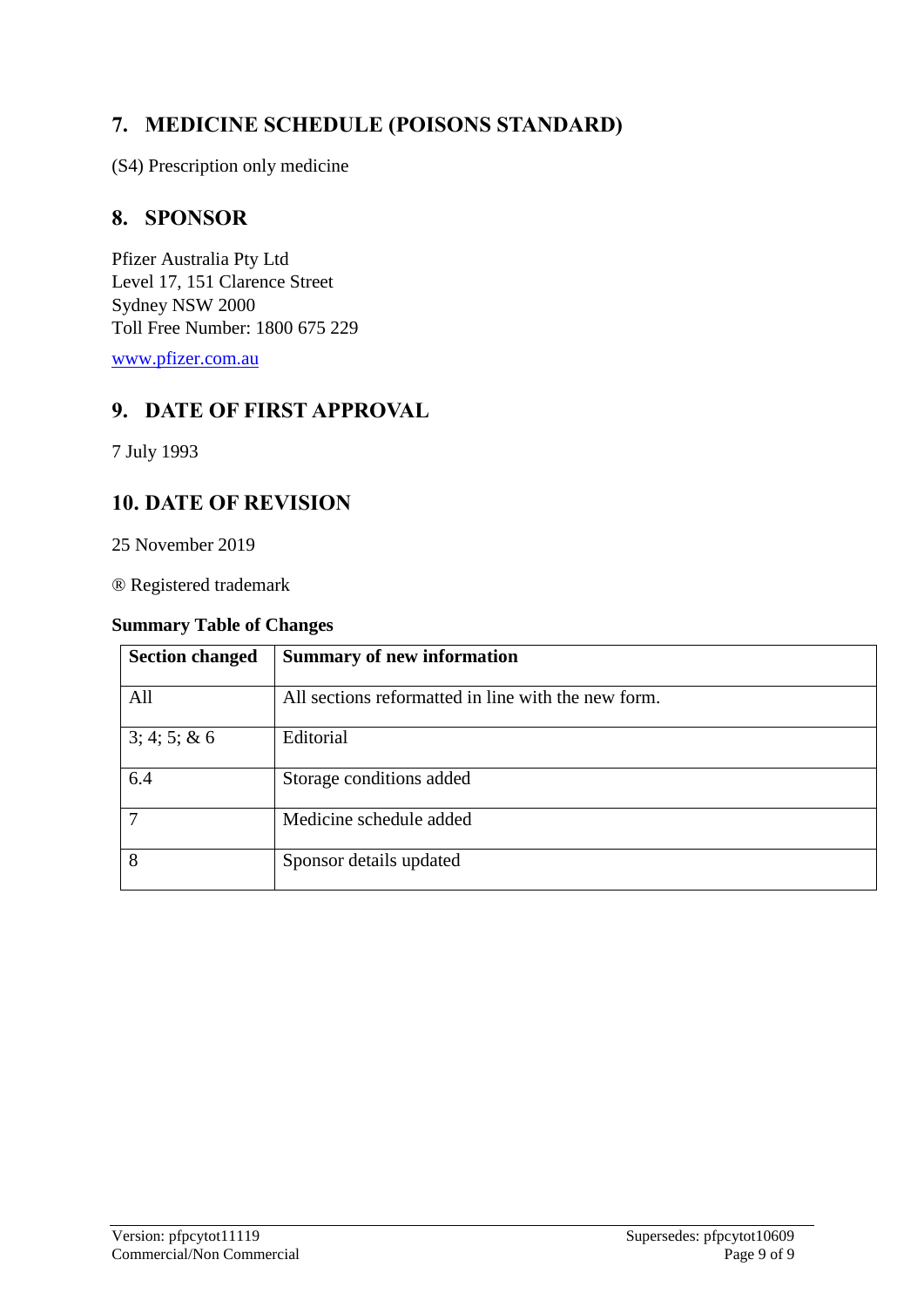## 7. MEDICINE SCHEDULE (POISONS STANDARD)

(S4) Prescription only medicine

## 8. SPONSOR

Pfizer Australia Pty Ltd
Level 17, 151 Clarence Street
Sydney NSW 2000
Toll Free Number: 1800 675 229

www.pfizer.com.au

## 9. DATE OF FIRST APPROVAL

7 July 1993

## 10. DATE OF REVISION

25 November 2019

® Registered trademark

**Summary Table of Changes**

| Section changed | Summary of new information |
|---|---|
| All | All sections reformatted in line with the new form. |
| 3; 4; 5; & 6 | Editorial |
| 6.4 | Storage conditions added |
| 7 | Medicine schedule added |
| 8 | Sponsor details updated |

Version: pfpcytot11119 Supersedes: pfpcytot10609
Commercial/Non Commercial